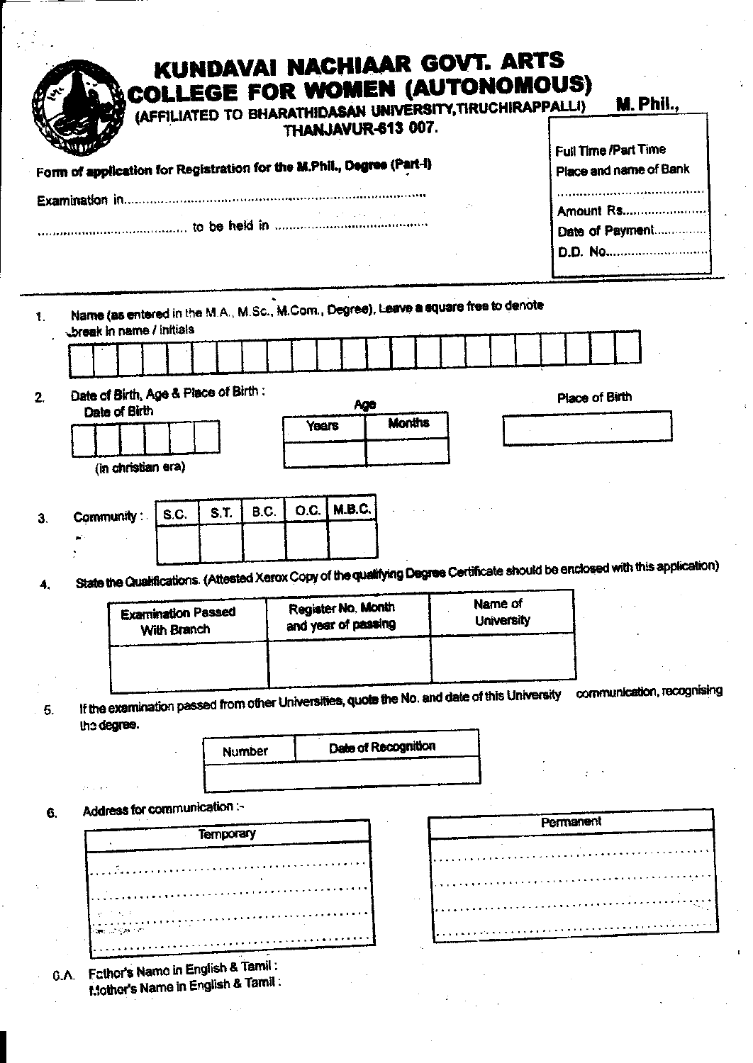# KUNDAVAI NACHIAAR GOVT. ARTS COLLEGE FOR WOMEN (AUTONOMOUS)

(AFFILIATED TO BHARATHIDASAN UNIVERSITY, TIRUCHIRAPPALLI)

THANJAVUR-613 007.

**M. Phil.,**

Full Time /Part Time

Place and name of Bank

..........................................

Amount Rs..........................

Date of Payment................

D.D. No..............................

**Form of application for Registration for the M.Phil., Degree (Part-I)**

Examination in...............................................................................................

........................................ to be held in ...............................................

1. Name (as entered in the M.A., M.Sc., M.Com., Degree). Leave a square free to denote break in name / initials

| | | | | | | | | | | | | | | | | | | | | | | |
|---|---|---|---|---|---|---|---|---|---|---|---|---|---|---|---|---|---|---|---|---|---|---|
| | | | | | | | | | | | | | | | | | | | | | | |

2. Date of Birth, Age & Place of Birth :

Date of Birth

| | | | | | |
|---|---|---|---|---|---|
| | | | | | |

(in christian era)

Age

| Years | Months |
|---|---|
| | |

Place of Birth

| |
|---|
| |

3. Community :

| S.C. | S.T. | B.C. | O.C. | M.B.C. |
|---|---|---|---|---|
| | | | | |

4. State the Qualifications. (Attested Xerox Copy of the qualifying Degree Certificate should be enclosed with this application)

| Examination Passed With Branch | Register No. Month and year of passing | Name of University |
|---|---|---|
| | | |

5. If the examination passed from other Universities, quote the No. and date of this University communication, recognising the degree.

| Number | Date of Recognition |
|---|---|
| | |

6. Address for communication :-

| Temporary |
|---|
| ............................................................ |
| ............................................................ |
| ............................................................ |
| ............................................................ |

| Permanent |
|---|
| ............................................................ |
| ............................................................ |
| ............................................................ |
| ............................................................ |

6.A. Father's Name in English & Tamil :

Mother's Name in English & Tamil :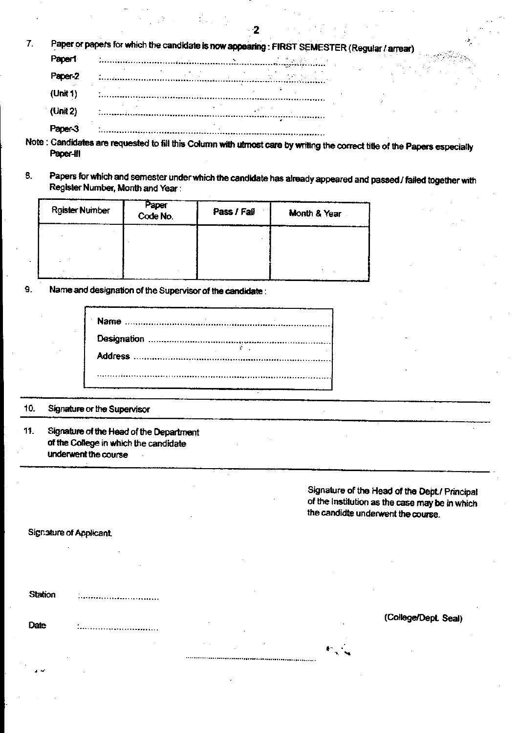7. Paper or papers for which the candidate is now appearing : FIRST SEMESTER (Regular / arrear)

   Paper1 :.................................................................................................

   Paper-2 :.................................................................................................

   (Unit 1) :.................................................................................................

   (Unit 2) :.................................................................................................

   Paper-3 :.................................................................................................

Note : Candidates are requested to fill this Column with utmost care by writing the correct title of the Papers especially Paper-III

8. Papers for which and semester under which the candidate has already appeared and passed / failed together with Register Number, Month and Year :

| Rgister Number | Paper Code No. | Pass / Fail | Month & Year |
|---|---|---|---|
| | | | |

9. Name and designation of the Supervisor of the candidate :

   Name .................................................................................

   Designation .........................................................................

   Address ..............................................................................

   ..........................................................................................

10. Signature or the Supervisor

11. Signature of the Head of the Department of the College in which the candidate underwent the course

Signature of the Head of the Dept./ Principal of the Institution as the case may be in which the candidte underwent the course.

Signature of Applicant

Station :..............................

Date :..............................

(College/Dept. Seal)

..........................................................................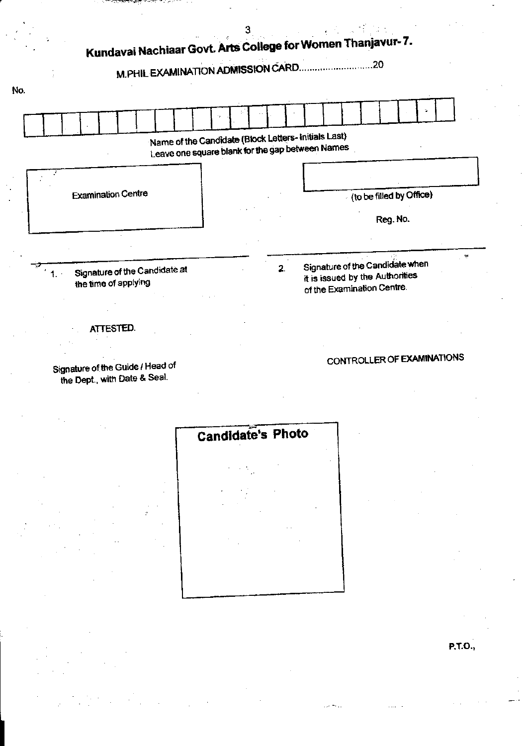# Kundavai Nachiaar Govt. Arts College for Women Thanjavur- 7.

## M.PHIL EXAMINATION ADMISSION CARD............................20

No.

| | | | | | | | | | | | | | | | | | | | | | | | |
|---|---|---|---|---|---|---|---|---|---|---|---|---|---|---|---|---|---|---|---|---|---|---|---|
| | | | | | | | | | | | | | | | | | | | | | | | |

Name of the Candidate (Block Letters- Initials Last)
Leave one square blank for the gap between Names

Examination Centre

(to be filled by Office)

Reg. No.

1. Signature of the Candidate at the time of applying

2. Signature of the Candidate when it is issued by the Authorities of the Examination Centre.

ATTESTED.

Signature of the Guide / Head of the Dept., with Date & Seal.

CONTROLLER OF EXAMINATIONS

**Candidate's Photo**

**P.T.O.,**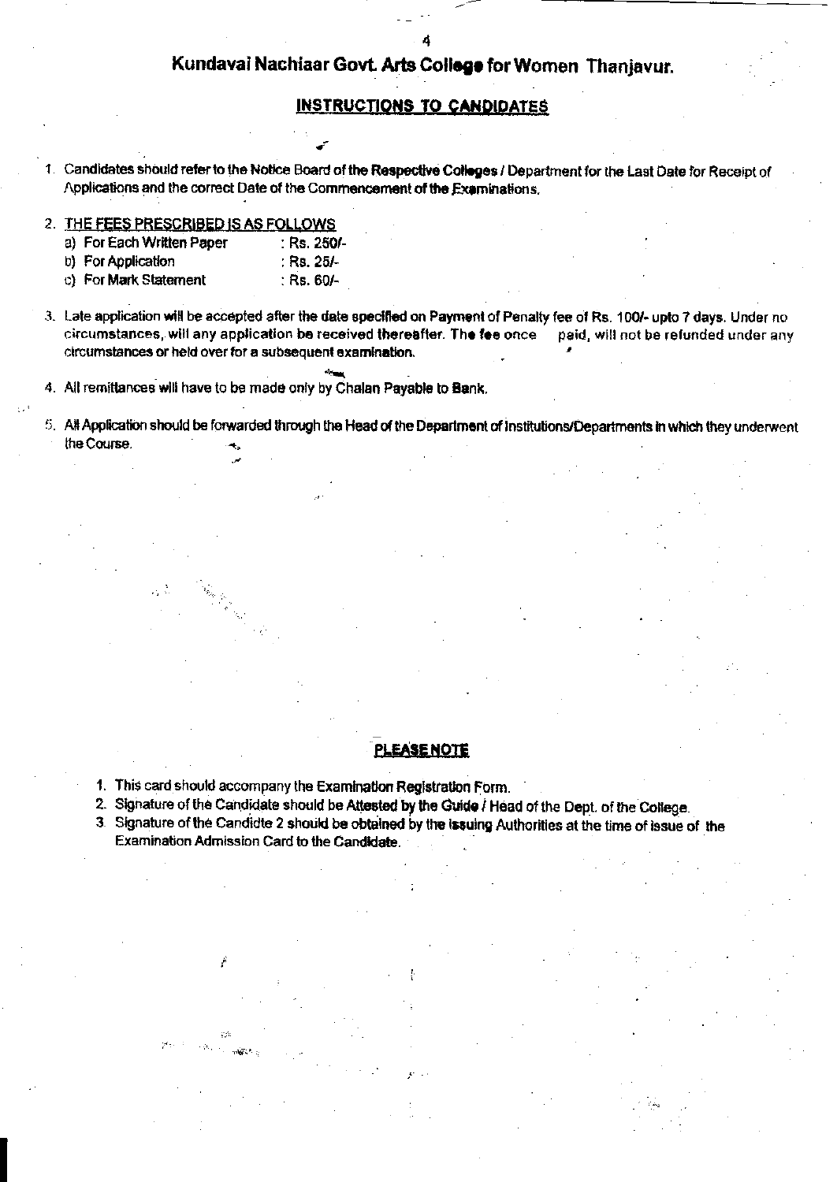# Kundavai Nachiaar Govt. Arts College for Women Thanjavur.

## INSTRUCTIONS TO CANDIDATES

1. Candidates should refer to the Notice Board of the Respective Colleges / Department for the Last Date for Receipt of Applications and the correct Date of the Commencement of the Examinations.

2. THE FEES PRESCRIBED IS AS FOLLOWS
   a) For Each Written Paper : Rs. 250/-
   b) For Application : Rs. 25/-
   c) For Mark Statement : Rs. 60/-

3. Late application will be accepted after the date specified on Payment of Penalty fee of Rs. 100/- upto 7 days. Under no circumstances, will any application be received thereafter. The fee once paid, will not be refunded under any circumstances or held over for a subsequent examination.

4. All remittances will have to be made only by Chalan Payable to Bank.

5. All Application should be forwarded through the Head of the Department of Institutions/Departments in which they underwent the Course.

## PLEASE NOTE

1. This card should accompany the Examination Registration Form.
2. Signature of the Candidate should be Attested by the Guide / Head of the Dept. of the College.
3. Signature of the Candidte 2 should be obtained by the issuing Authorities at the time of issue of the Examination Admission Card to the Candidate.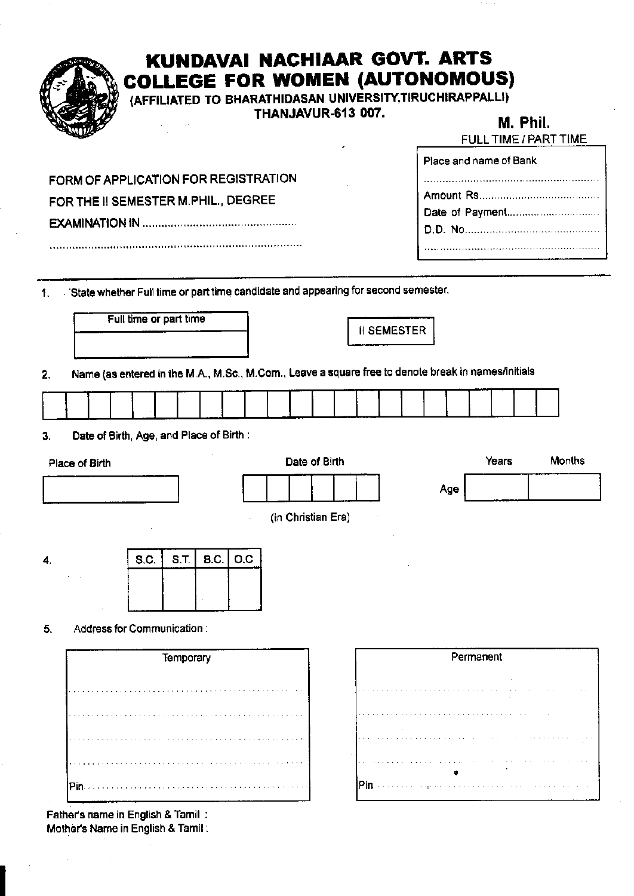# KUNDAVAI NACHIAAR GOVT. ARTS COLLEGE FOR WOMEN (AUTONOMOUS)

(AFFILIATED TO BHARATHIDASAN UNIVERSITY,TIRUCHIRAPPALLI)

THANJAVUR-613 007.

**M. Phil.**

FULL TIME / PART TIME

| Place and name of Bank |
|---|
| ........................................................ |
| Amount Rs........................................ |
| Date of Payment............................... |
| D.D. No............................................ |
| ........................................................ |

FORM OF APPLICATION FOR REGISTRATION FOR THE II SEMESTER M.PHIL., DEGREE EXAMINATION IN ................................................

...................................................................................

1. State whether Full time or part time candidate and appearing for second semester.

| Full time or part time |
|---|
| |

| II SEMESTER |
|---|

2. Name (as entered in the M.A., M.Sc., M.Com., Leave a square free to denote break in names/initials

| | | | | | | | | | | | | | | | | | | | | | |
|---|---|---|---|---|---|---|---|---|---|---|---|---|---|---|---|---|---|---|---|---|---|

3. Date of Birth, Age, and Place of Birth :

Place of Birth

| |
|---|

Date of Birth

| | | | | | |
|---|---|---|---|---|---|

(in Christian Era)

Age

| Years | Months |
|---|---|
| | |

4.

| S.C. | S.T. | B.C. | O.C |
|---|---|---|---|
| | | | |

5. Address for Communication :

| Temporary | Permanent |
|---|---|
| ........................................................ | ........................................................ |
| ........................................................ | ........................................................ |
| ........................................................ | ........................................................ |
| ........................................................ | ........................................................ |
| Pin........................................................ | Pin........................................................ |

Father's name in English & Tamil :

Mother's Name in English & Tamil :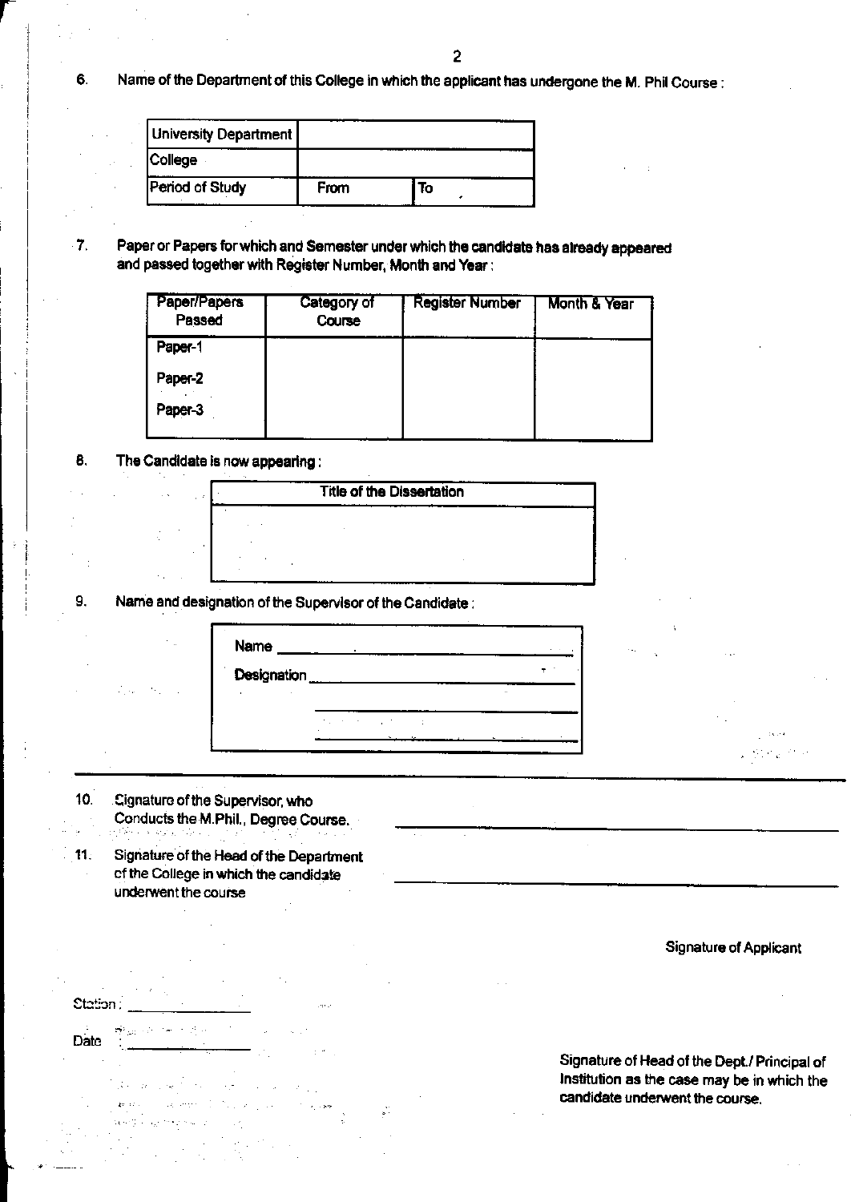6. Name of the Department of this College in which the applicant has undergone the M. Phil Course :

| University Department | | |
|---|---|---|
| College | | |
| Period of Study | From | To |

7. Paper or Papers for which and Semester under which the candidate has already appeared and passed together with Register Number, Month and Year :

| Paper/Papers Passed | Category of Course | Register Number | Month & Year |
|---|---|---|---|
| Paper-1 | | | |
| Paper-2 | | | |
| Paper-3 | | | |

8. The Candidate is now appearing :

| Title of the Dissertation |
|---|
| |

9. Name and designation of the Supervisor of the Candidate :

Name \_\_\_\_\_\_\_\_\_\_\_\_\_\_\_\_\_\_\_\_\_\_\_\_\_\_\_\_\_\_

Designation \_\_\_\_\_\_\_\_\_\_\_\_\_\_\_\_\_\_\_\_\_\_\_\_\_\_\_\_\_\_

\_\_\_\_\_\_\_\_\_\_\_\_\_\_\_\_\_\_\_\_\_\_\_\_\_\_\_\_\_\_

\_\_\_\_\_\_\_\_\_\_\_\_\_\_\_\_\_\_\_\_\_\_\_\_\_\_\_\_\_\_

---

10. Signature of the Supervisor, who Conducts the M.Phil., Degree Course. \_\_\_\_\_\_\_\_\_\_\_\_\_\_\_\_\_\_\_\_\_\_\_\_\_\_\_\_\_\_

11. Signature of the Head of the Department of the College in which the candidate underwent the course \_\_\_\_\_\_\_\_\_\_\_\_\_\_\_\_\_\_\_\_\_\_\_\_\_\_\_\_\_\_

Signature of Applicant

Station : \_\_\_\_\_\_\_\_\_\_\_\_\_\_\_\_

Date : \_\_\_\_\_\_\_\_\_\_\_\_\_\_\_\_

Signature of Head of the Dept./ Principal of Institution as the case may be in which the candidate underwent the course.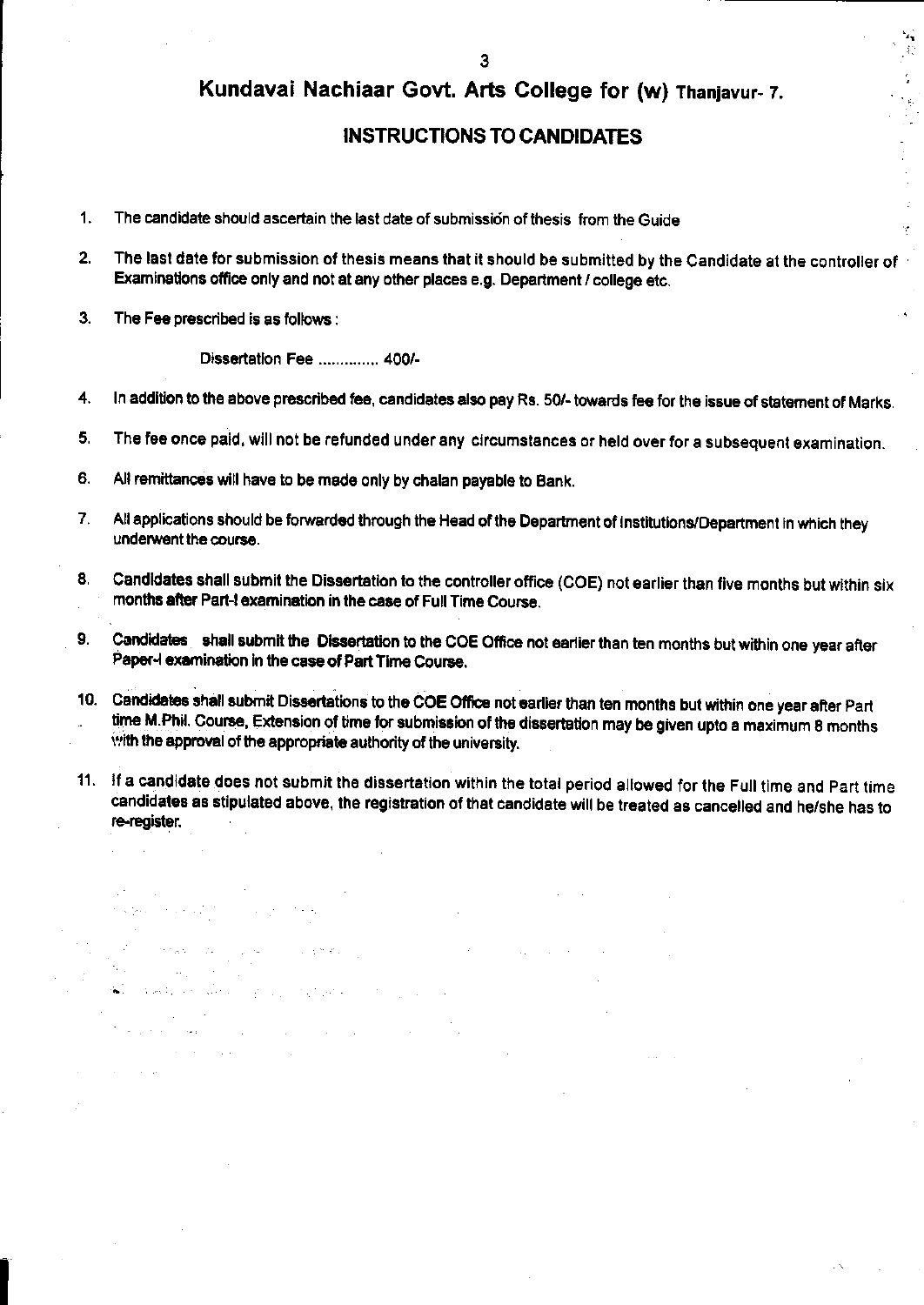# Kundavai Nachiaar Govt. Arts College for (w) Thanjavur- 7.

## INSTRUCTIONS TO CANDIDATES

1. The candidate should ascertain the last date of submission of thesis from the Guide
2. The last date for submission of thesis means that it should be submitted by the Candidate at the controller of Examinations office only and not at any other places e.g. Department / college etc.
3. The Fee prescribed is as follows :

   Dissertation Fee .............. 400/-

4. In addition to the above prescribed fee, candidates also pay Rs. 50/- towards fee for the issue of statement of Marks.
5. The fee once paid, will not be refunded under any circumstances or held over for a subsequent examination.
6. All remittances will have to be made only by chalan payable to Bank.
7. All applications should be forwarded through the Head of the Department of Institutions/Department in which they underwent the course.
8. Candidates shall submit the Dissertation to the controller office (COE) not earlier than five months but within six months after Part-I examination in the case of Full Time Course.
9. Candidates shall submit the Dissertation to the COE Office not earlier than ten months but within one year after Paper-I examination in the case of Part Time Course.
10. Candidates shall submit Dissertations to the COE Office not earlier than ten months but within one year after Part time M.Phil. Course, Extension of time for submission of the dissertation may be given upto a maximum 8 months with the approval of the appropriate authority of the university.
11. If a candidate does not submit the dissertation within the total period allowed for the Full time and Part time candidates as stipulated above, the registration of that candidate will be treated as cancelled and he/she has to re-register.